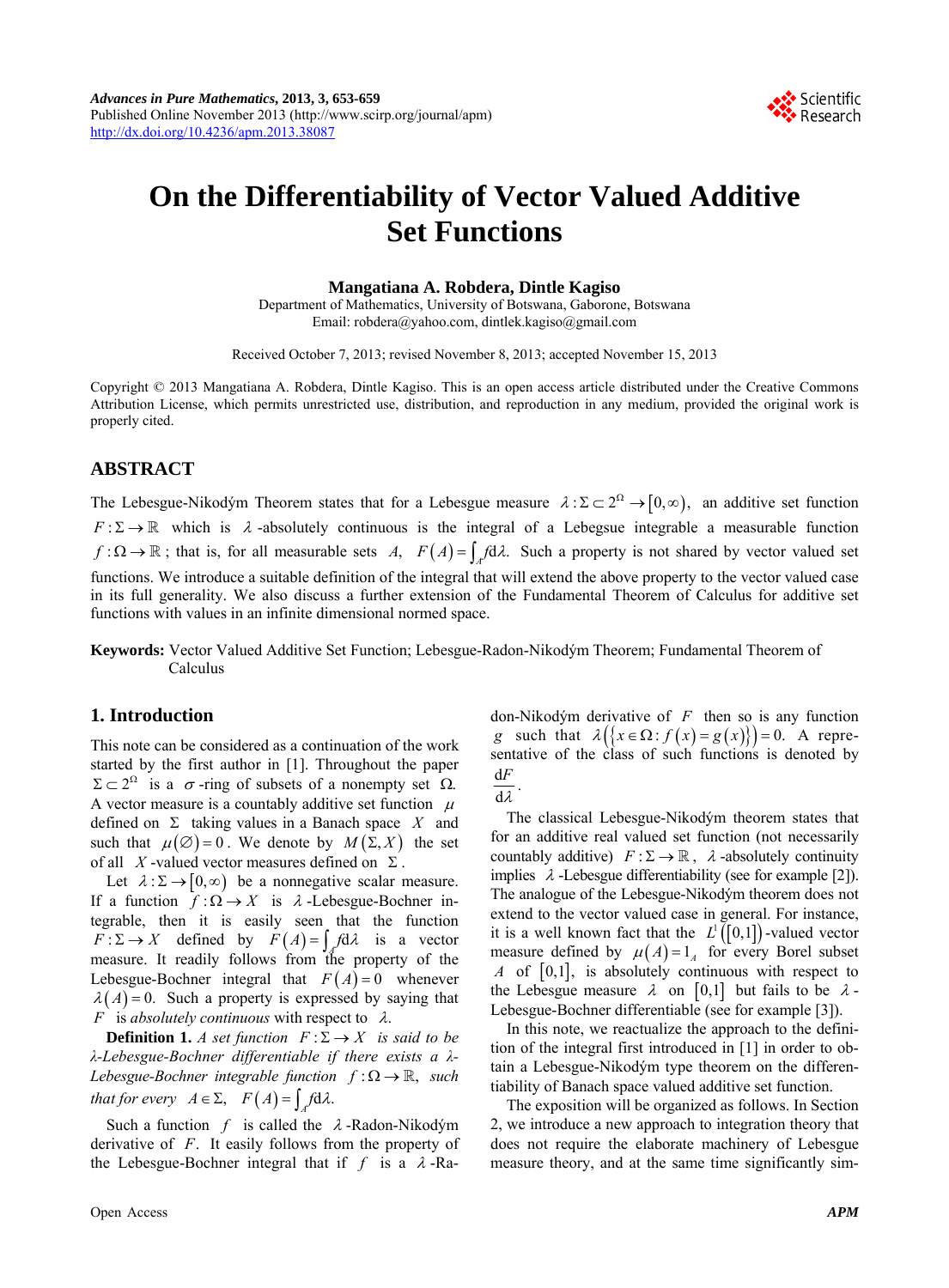# On the Differentiability of Vector Valued Additive Set Functions

**Mangatiana A. Robdera, Dintle Kagiso**

Department of Mathematics, University of Botswana, Gaborone, Botswana
Email: robdera@yahoo.com, dintlek.kagiso@gmail.com

Received October 7, 2013; revised November 8, 2013; accepted November 15, 2013

Copyright © 2013 Mangatiana A. Robdera, Dintle Kagiso. This is an open access article distributed under the Creative Commons Attribution License, which permits unrestricted use, distribution, and reproduction in any medium, provided the original work is properly cited.

## ABSTRACT

The Lebesgue-Nikodým Theorem states that for a Lebesgue measure $\lambda : \Sigma \subset 2^{\Omega} \to [0, \infty)$, an additive set function $F : \Sigma \to \mathbb{R}$ which is $\lambda$-absolutely continuous is the integral of a Lebesgue integrable a measurable function $f : \Omega \to \mathbb{R}$; that is, for all measurable sets $A$, $F(A) = \int_A f \mathrm{d}\lambda$. Such a property is not shared by vector valued set functions. We introduce a suitable definition of the integral that will extend the above property to the vector valued case in its full generality. We also discuss a further extension of the Fundamental Theorem of Calculus for additive set functions with values in an infinite dimensional normed space.

**Keywords:** Vector Valued Additive Set Function; Lebesgue-Radon-Nikodým Theorem; Fundamental Theorem of Calculus

## 1. Introduction

This note can be considered as a continuation of the work started by the first author in [1]. Throughout the paper $\Sigma \subset 2^{\Omega}$ is a $\sigma$-ring of subsets of a nonempty set $\Omega$. A vector measure is a countably additive set function $\mu$ defined on $\Sigma$ taking values in a Banach space $X$ and such that $\mu(\varnothing) = 0$. We denote by $M(\Sigma, X)$ the set of all $X$-valued vector measures defined on $\Sigma$.

Let $\lambda : \Sigma \to [0, \infty)$ be a nonnegative scalar measure. If a function $f : \Omega \to X$ is $\lambda$-Lebesgue-Bochner integrable, then it is easily seen that the function $F : \Sigma \to X$ defined by $F(A) = \int_A f \mathrm{d}\lambda$ is a vector measure. It readily follows from the property of the Lebesgue-Bochner integral that $F(A) = 0$ whenever $\lambda(A) = 0$. Such a property is expressed by saying that $F$ is *absolutely continuous* with respect to $\lambda$.

**Definition 1.** *A set function* $F : \Sigma \to X$ *is said to be* $\lambda$*-Lebesgue-Bochner differentiable if there exists a* $\lambda$*-Lebesgue-Bochner integrable function* $f : \Omega \to \mathbb{R}$, *such that for every* $A \in \Sigma$, $F(A) = \int_A f \mathrm{d}\lambda.$

Such a function $f$ is called the $\lambda$-Radon-Nikodým derivative of $F$. It easily follows from the property of the Lebesgue-Bochner integral that if $f$ is a $\lambda$-Radon-Nikodým derivative of $F$ then so is any function $g$ such that $\lambda(\{x \in \Omega : f(x) = g(x)\}) = 0$. A representative of the class of such functions is denoted by $\frac{\mathrm{d}F}{\mathrm{d}\lambda}$.

The classical Lebesgue-Nikodým theorem states that for an additive real valued set function (not necessarily countably additive) $F : \Sigma \to \mathbb{R}$, $\lambda$-absolutely continuity implies $\lambda$-Lebesgue differentiability (see for example [2]). The analogue of the Lebesgue-Nikodým theorem does not extend to the vector valued case in general. For instance, it is a well known fact that the $L^1([0,1])$-valued vector measure defined by $\mu(A) = 1_A$ for every Borel subset $A$ of $[0,1]$, is absolutely continuous with respect to the Lebesgue measure $\lambda$ on $[0,1]$ but fails to be $\lambda$-Lebesgue-Bochner differentiable (see for example [3]).

In this note, we reactualize the approach to the definition of the integral first introduced in [1] in order to obtain a Lebesgue-Nikodým type theorem on the differentiability of Banach space valued additive set function.

The exposition will be organized as follows. In Section 2, we introduce a new approach to integration theory that does not require the elaborate machinery of Lebesgue measure theory, and at the same time significantly sim-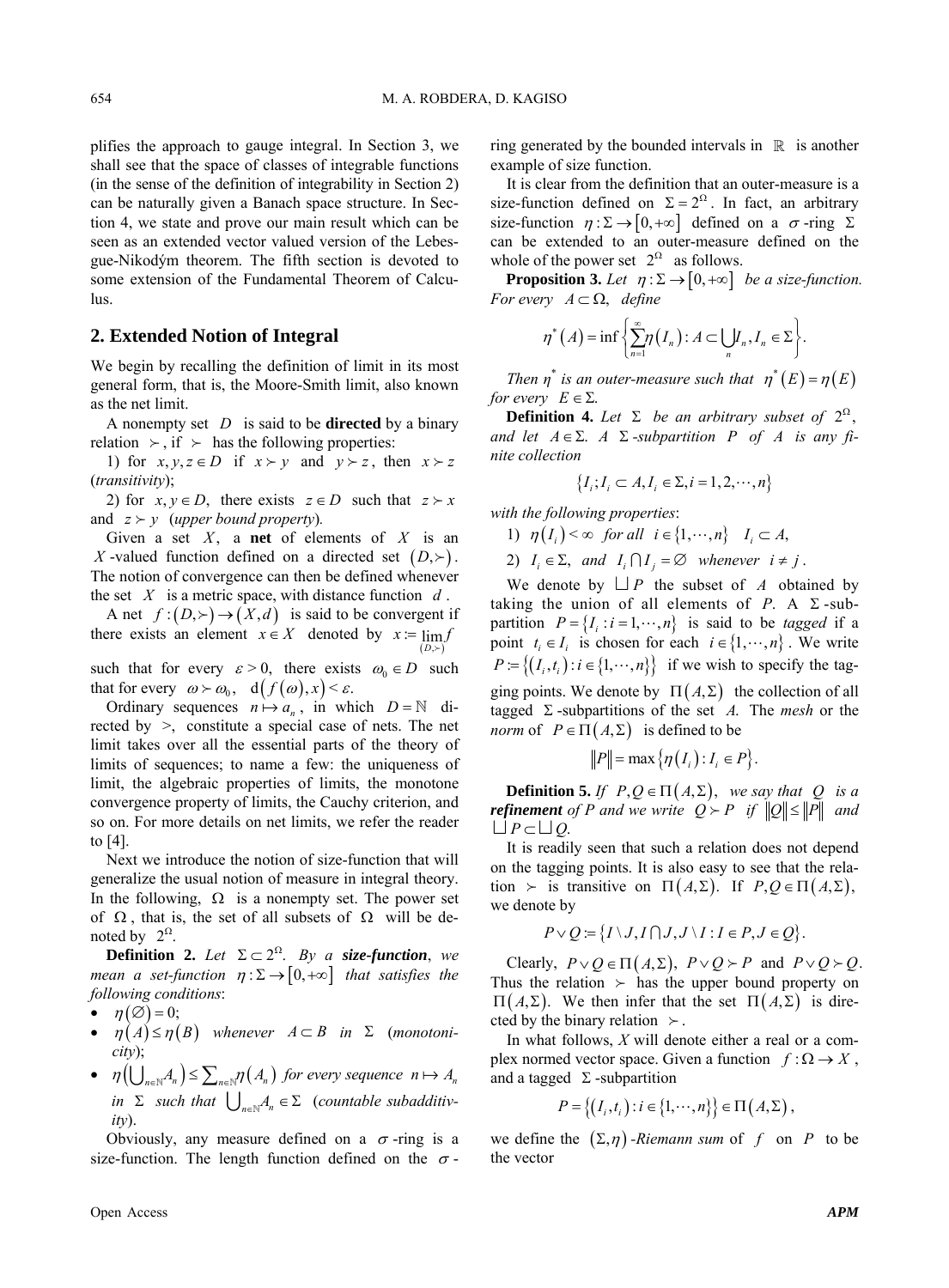plifies the approach to gauge integral. In Section 3, we shall see that the space of classes of integrable functions (in the sense of the definition of integrability in Section 2) can be naturally given a Banach space structure. In Section 4, we state and prove our main result which can be seen as an extended vector valued version of the Lebesgue-Nikodým theorem. The fifth section is devoted to some extension of the Fundamental Theorem of Calculus.

## 2. Extended Notion of Integral

We begin by recalling the definition of limit in its most general form, that is, the Moore-Smith limit, also known as the net limit.

A nonempty set $D$ is said to be **directed** by a binary relation $\succ$, if $\succ$ has the following properties:

1) for $x, y, z \in D$ if $x \succ y$ and $y \succ z$, then $x \succ z$ (*transitivity*);

2) for $x, y \in D$, there exists $z \in D$ such that $z \succ x$ and $z \succ y$ (*upper bound property*).

Given a set $X$, a **net** of elements of $X$ is an $X$-valued function defined on a directed set $(D, \succ)$. The notion of convergence can then be defined whenever the set $X$ is a metric space, with distance function $d$.

A net $f : (D, \succ) \to (X, d)$ is said to be convergent if there exists an element $x \in X$ denoted by $x := \lim_{(D,\succ)} f$ such that for every $\varepsilon > 0$, there exists $\omega_0 \in D$ such that for every $\omega \succ \omega_0$, $\mathrm{d}(f(\omega), x) < \varepsilon$.

Ordinary sequences $n \mapsto a_n$, in which $D = \mathbb{N}$ directed by $>$, constitute a special case of nets. The net limit takes over all the essential parts of the theory of limits of sequences; to name a few: the uniqueness of limit, the algebraic properties of limits, the monotone convergence property of limits, the Cauchy criterion, and so on. For more details on net limits, we refer the reader to [4].

Next we introduce the notion of size-function that will generalize the usual notion of measure in integral theory. In the following, $\Omega$ is a nonempty set. The power set of $\Omega$, that is, the set of all subsets of $\Omega$ will be denoted by $2^{\Omega}$.

**Definition 2.** *Let $\Sigma \subset 2^{\Omega}$. By a **size-function**, we mean a set-function $\eta : \Sigma \to [0, +\infty]$ that satisfies the following conditions*:

- $\eta(\varnothing) = 0$;
- $\eta(A) \le \eta(B)$ *whenever* $A \subset B$ *in* $\Sigma$ (*monotonicity*);
- $\eta\left(\bigcup_{n\in\mathbb{N}} A_n\right) \le \sum_{n\in\mathbb{N}} \eta(A_n)$ *for every sequence* $n \mapsto A_n$ *in* $\Sigma$ *such that* $\bigcup_{n\in\mathbb{N}} A_n \in \Sigma$ (*countable subadditivity*).

Obviously, any measure defined on a $\sigma$-ring is a size-function. The length function defined on the $\sigma$-ring generated by the bounded intervals in $\mathbb{R}$ is another example of size function.

It is clear from the definition that an outer-measure is a size-function defined on $\Sigma = 2^{\Omega}$. In fact, an arbitrary size-function $\eta : \Sigma \to [0, +\infty]$ defined on a $\sigma$-ring $\Sigma$ can be extended to an outer-measure defined on the whole of the power set $2^{\Omega}$ as follows.

**Proposition 3.** *Let $\eta : \Sigma \to [0, +\infty]$ be a size-function. For every $A \subset \Omega$, define*

$$\eta^*(A) = \inf\left\{\sum_{n=1}^{\infty} \eta(I_n) : A \subset \bigcup_n I_n, I_n \in \Sigma\right\}.$$

*Then $\eta^*$ is an outer-measure such that $\eta^*(E) = \eta(E)$ for every $E \in \Sigma$.*

**Definition 4.** *Let $\Sigma$ be an arbitrary subset of $2^{\Omega}$, and let $A \in \Sigma$. A $\Sigma$-subpartition $P$ of $A$ is any finite collection*

$$\{I_i ; I_i \subset A, I_i \in \Sigma, i = 1, 2, \cdots, n\}$$

*with the following properties*:

1) $\eta(I_i) < \infty$ *for all* $i \in \{1, \cdots, n\}$ $I_i \subset A$,

2) $I_i \in \Sigma$, *and* $I_i \cap I_j = \varnothing$ *whenever* $i \ne j$.

We denote by $\bigsqcup P$ the subset of $A$ obtained by taking the union of all elements of $P$. A $\Sigma$-subpartition $P = \{I_i : i = 1, \cdots, n\}$ is said to be *tagged* if a point $t_i \in I_i$ is chosen for each $i \in \{1, \cdots, n\}$. We write $P := \{(I_i, t_i) : i \in \{1, \cdots, n\}\}$ if we wish to specify the tagging points. We denote by $\Pi(A, \Sigma)$ the collection of all tagged $\Sigma$-subpartitions of the set $A$. The *mesh* or the *norm* of $P \in \Pi(A, \Sigma)$ is defined to be

$$\|P\| = \max\{\eta(I_i) : I_i \in P\}.$$

**Definition 5.** *If $P, Q \in \Pi(A, \Sigma)$, we say that $Q$ is a **refinement** of P and we write $Q \succ P$ if $\|Q\| \le \|P\|$ and $\bigsqcup P \subset \bigsqcup Q$.*

It is readily seen that such a relation does not depend on the tagging points. It is also easy to see that the relation $\succ$ is transitive on $\Pi(A, \Sigma)$. If $P, Q \in \Pi(A, \Sigma)$, we denote by

$$P \vee Q := \{I \setminus J, I \cap J, J \setminus I : I \in P, J \in Q\}.$$

Clearly, $P \vee Q \in \Pi(A, \Sigma)$, $P \vee Q \succ P$ and $P \vee Q \succ Q$. Thus the relation $\succ$ has the upper bound property on $\Pi(A, \Sigma)$. We then infer that the set $\Pi(A, \Sigma)$ is directed by the binary relation $\succ$.

In what follows, *X* will denote either a real or a complex normed vector space. Given a function $f : \Omega \to X$, and a tagged $\Sigma$-subpartition

$$P = \{(I_i, t_i) : i \in \{1, \cdots, n\}\} \in \Pi(A, \Sigma),$$

we define the $(\Sigma, \eta)$*-Riemann sum* of $f$ on $P$ to be the vector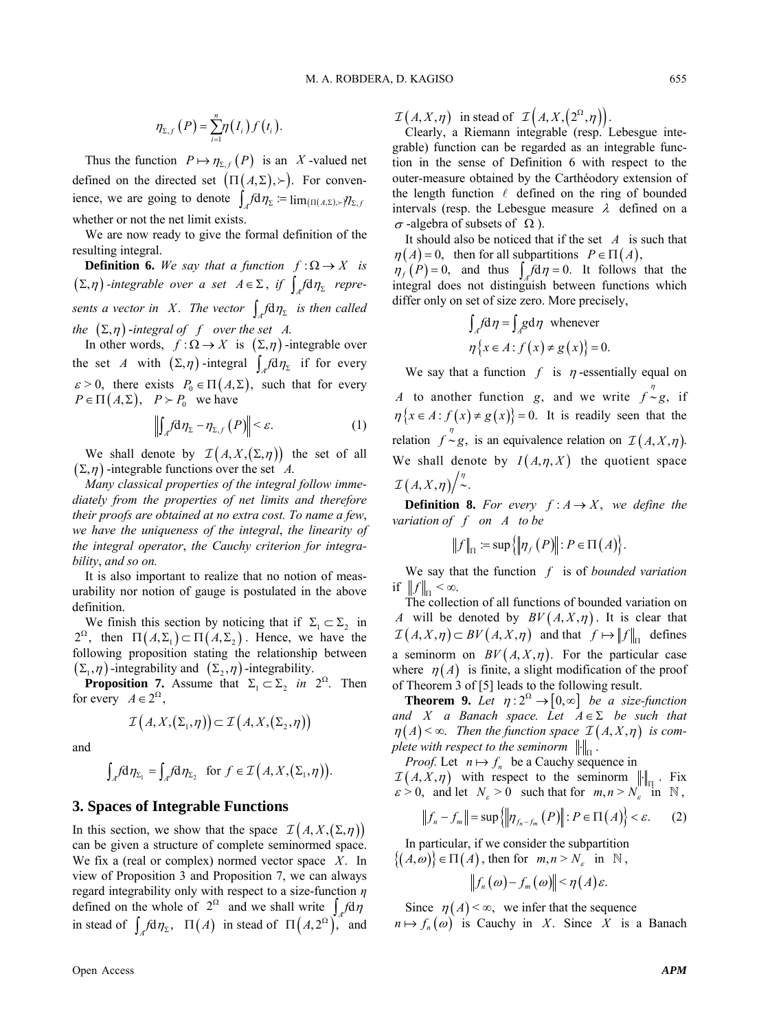$$\eta_{\Sigma,f}(P)=\sum_{i=1}^{n}\eta(I_i)f(t_i).$$

Thus the function $P\mapsto\eta_{\Sigma,f}(P)$ is an $X$-valued net defined on the directed set $(\Pi(A,\Sigma),\succ)$. For convenience, we are going to denote $\int_A f\mathrm{d}\eta_\Sigma := \lim_{(\Pi(A,\Sigma),\succ)}\eta_{\Sigma,f}$ whether or not the net limit exists.

We are now ready to give the formal definition of the resulting integral.

**Definition 6.** *We say that a function $f:\Omega\to X$ is $(\Sigma,\eta)$-integrable over a set $A\in\Sigma$, if $\int_A f\mathrm{d}\eta_\Sigma$ represents a vector in $X$. The vector $\int_A f\mathrm{d}\eta_\Sigma$ is then called the $(\Sigma,\eta)$-integral of $f$ over the set $A$.*

In other words, $f:\Omega\to X$ is $(\Sigma,\eta)$-integrable over the set $A$ with $(\Sigma,\eta)$-integral $\int_A f\mathrm{d}\eta_\Sigma$ if for every $\varepsilon>0$, there exists $P_0\in\Pi(A,\Sigma)$, such that for every $P\in\Pi(A,\Sigma)$, $P\succ P_0$ we have

$$\left\|\int_A f\mathrm{d}\eta_\Sigma-\eta_{\Sigma,f}(P)\right\|<\varepsilon. \tag{1}$$

We shall denote by $\mathcal{I}(A,X,(\Sigma,\eta))$ the set of all $(\Sigma,\eta)$-integrable functions over the set $A$.

*Many classical properties of the integral follow immediately from the properties of net limits and therefore their proofs are obtained at no extra cost. To name a few, we have the uniqueness of the integral, the linearity of the integral operator, the Cauchy criterion for integrability, and so on.*

It is also important to realize that no notion of measurability nor notion of gauge is postulated in the above definition.

We finish this section by noticing that if $\Sigma_1\subset\Sigma_2$ in $2^\Omega$, then $\Pi(A,\Sigma_1)\subset\Pi(A,\Sigma_2)$. Hence, we have the following proposition stating the relationship between $(\Sigma_1,\eta)$-integrability and $(\Sigma_2,\eta)$-integrability.

**Proposition 7.** Assume that $\Sigma_1\subset\Sigma_2$ *in* $2^\Omega$. Then for every $A\in 2^\Omega$,

$$\mathcal{I}(A,X,(\Sigma_1,\eta))\subset\mathcal{I}(A,X,(\Sigma_2,\eta))$$

and

$$\int_A f\mathrm{d}\eta_{\Sigma_1}=\int_A f\mathrm{d}\eta_{\Sigma_2}\quad\text{for } f\in\mathcal{I}(A,X,(\Sigma_1,\eta)).$$

## 3. Spaces of Integrable Functions

In this section, we show that the space $\mathcal{I}(A,X,(\Sigma,\eta))$ can be given a structure of complete seminormed space. We fix a (real or complex) normed vector space $X$. In view of Proposition 3 and Proposition 7, we can always regard integrability only with respect to a size-function $\eta$ defined on the whole of $2^\Omega$ and we shall write $\int_A f\mathrm{d}\eta$ in stead of $\int_A f\mathrm{d}\eta_\Sigma$, $\Pi(A)$ in stead of $\Pi(A,2^\Omega)$, and $\mathcal{I}(A,X,\eta)$ in stead of $\mathcal{I}(A,X,(2^\Omega,\eta))$.

Clearly, a Riemann integrable (resp. Lebesgue integrable) function can be regarded as an integrable function in the sense of Definition 6 with respect to the outer-measure obtained by the Carthéodory extension of the length function $\ell$ defined on the ring of bounded intervals (resp. the Lebesgue measure $\lambda$ defined on a $\sigma$-algebra of subsets of $\Omega$).

It should also be noticed that if the set $A$ is such that $\eta(A)=0$, then for all subpartitions $P\in\Pi(A)$, $\eta_f(P)=0$, and thus $\int_A f\mathrm{d}\eta=0$. It follows that the integral does not distinguish between functions which differ only on set of size zero. More precisely,

$$\int_A f\mathrm{d}\eta=\int_A g\mathrm{d}\eta\quad\text{whenever}$$
$$\eta\{x\in A: f(x)\neq g(x)\}=0.$$

We say that a function $f$ is $\eta$-essentially equal on $A$ to another function $g$, and we write $f\overset{\eta}{\sim}g$, if $\eta\{x\in A: f(x)\neq g(x)\}=0$. It is readily seen that the relation $f\overset{\eta}{\sim}g$, is an equivalence relation on $\mathcal{I}(A,X,\eta)$. We shall denote by $I(A,\eta,X)$ the quotient space $\mathcal{I}(A,X,\eta)\big/\overset{\eta}{\sim}$.

**Definition 8.** *For every $f:A\to X$, we define the variation of $f$ on $A$ to be*

$$\|f\|_\Pi := \sup\left\{\|\eta_f(P)\|: P\in\Pi(A)\right\}.$$

We say that the function $f$ is of *bounded variation* if $\|f\|_\Pi<\infty$.

The collection of all functions of bounded variation on $A$ will be denoted by $BV(A,X,\eta)$. It is clear that $\mathcal{I}(A,X,\eta)\subset BV(A,X,\eta)$ and that $f\mapsto\|f\|_\Pi$ defines a seminorm on $BV(A,X,\eta)$. For the particular case where $\eta(A)$ is finite, a slight modification of the proof of Theorem 3 of [5] leads to the following result.

**Theorem 9.** *Let $\eta:2^\Omega\to[0,\infty]$ be a size-function and $X$ a Banach space. Let $A\in\Sigma$ be such that $\eta(A)<\infty$. Then the function space $\mathcal{I}(A,X,\eta)$ is complete with respect to the seminorm $\|\cdot\|_\Pi$.*

*Proof.* Let $n\mapsto f_n$ be a Cauchy sequence in $\mathcal{I}(A,X,\eta)$ with respect to the seminorm $\|\cdot\|_\Pi$. Fix $\varepsilon>0$, and let $N_\varepsilon>0$ such that for $m,n>N_\varepsilon$ in $\mathbb{N}$,

$$\|f_n-f_m\|=\sup\left\{\|\eta_{f_n-f_m}(P)\|: P\in\Pi(A)\right\}<\varepsilon. \tag{2}$$

In particular, if we consider the subpartition $\{(A,\omega)\}\in\Pi(A)$, then for $m,n>N_\varepsilon$ in $\mathbb{N}$,

$$\|f_n(\omega)-f_m(\omega)\|<\eta(A)\varepsilon.$$

Since $\eta(A)<\infty$, we infer that the sequence $n\mapsto f_n(\omega)$ is Cauchy in $X$. Since $X$ is a Banach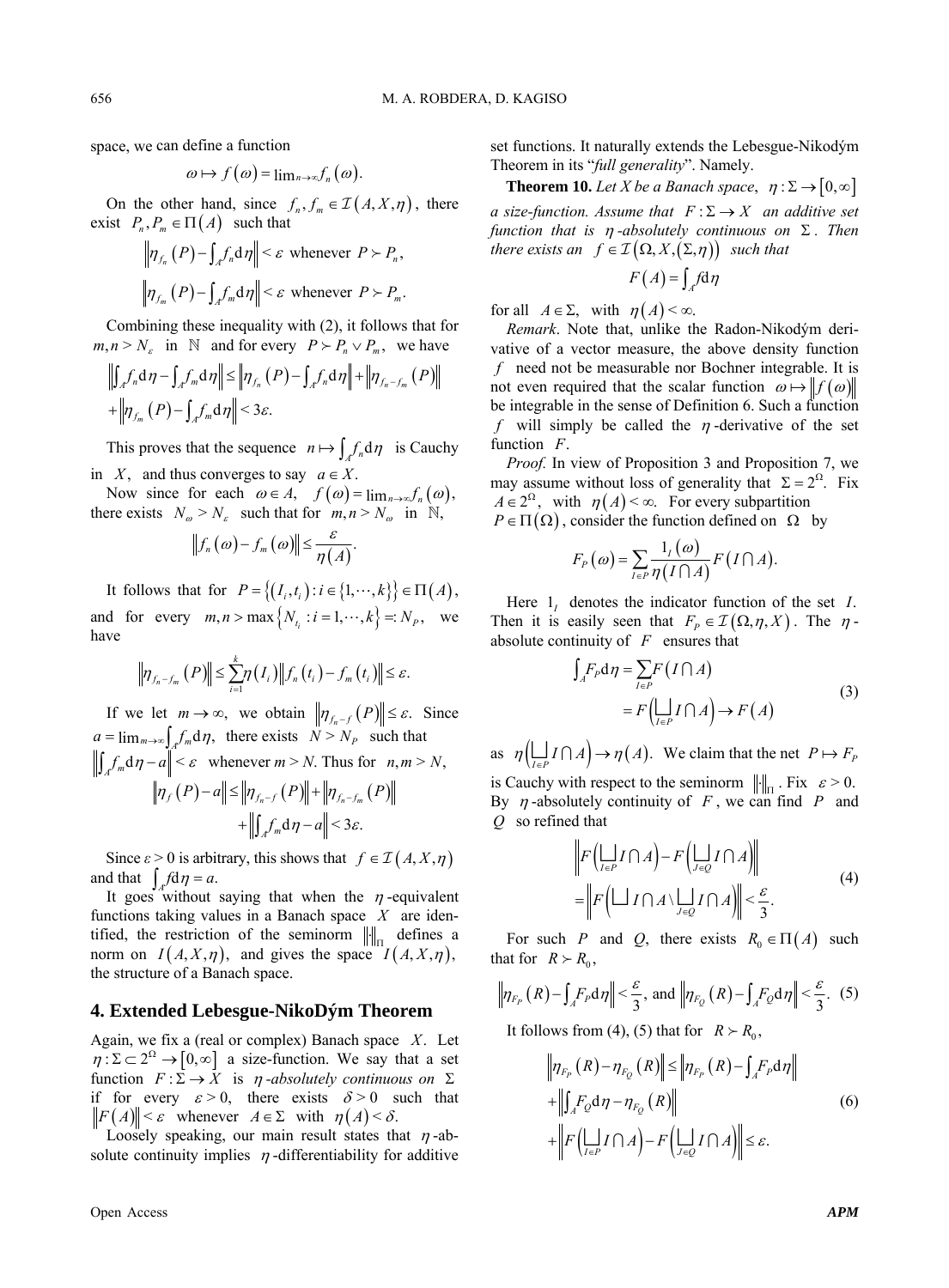space, we can define a function

$$\omega \mapsto f(\omega) = \lim_{n\to\infty} f_n(\omega).$$

On the other hand, since $f_n, f_m \in \mathcal{I}(A, X, \eta)$, there exist $P_n, P_m \in \Pi(A)$ such that

$$\left\|\eta_{f_n}(P) - \int_A f_n \mathrm{d}\eta\right\| < \varepsilon \text{ whenever } P \succ P_n,$$

$$\left\|\eta_{f_m}(P) - \int_A f_m \mathrm{d}\eta\right\| < \varepsilon \text{ whenever } P \succ P_m.$$

Combining these inequality with (2), it follows that for $m, n > N_\varepsilon$ in $\mathbb{N}$ and for every $P \succ P_n \vee P_m$, we have

$$\left\|\int_A f_n \mathrm{d}\eta - \int_A f_m \mathrm{d}\eta\right\| \le \left\|\eta_{f_n}(P) - \int_A f_n \mathrm{d}\eta\right\| + \left\|\eta_{f_n - f_m}(P)\right\| + \left\|\eta_{f_m}(P) - \int_A f_m \mathrm{d}\eta\right\| < 3\varepsilon.$$

This proves that the sequence $n \mapsto \int_A f_n \mathrm{d}\eta$ is Cauchy in $X$, and thus converges to say $a \in X$.

Now since for each $\omega \in A$, $f(\omega) = \lim_{n\to\infty} f_n(\omega)$, there exists $N_\omega > N_\varepsilon$ such that for $m, n > N_\omega$ in $\mathbb{N}$,

$$\left\|f_n(\omega) - f_m(\omega)\right\| \le \frac{\varepsilon}{\eta(A)}.$$

It follows that for $P = \{(I_i, t_i) : i \in \{1, \cdots, k\}\} \in \Pi(A)$, and for every $m, n > \max\{N_{t_i} : i = 1, \cdots, k\} =: N_P$, we have

$$\left\|\eta_{f_n - f_m}(P)\right\| \le \sum_{i=1}^{k} \eta(I_i)\left\|f_n(t_i) - f_m(t_i)\right\| \le \varepsilon.$$

If we let $m \to \infty$, we obtain $\left\|\eta_{f_n - f}(P)\right\| \le \varepsilon$. Since $a = \lim_{m\to\infty}\int_A f_m \mathrm{d}\eta$, there exists $N > N_P$ such that $\left\|\int_A f_m \mathrm{d}\eta - a\right\| < \varepsilon$ whenever $m > N$. Thus for $n, m > N$,

$$\left\|\eta_f(P) - a\right\| \le \left\|\eta_{f_n - f}(P)\right\| + \left\|\eta_{f_n - f_m}(P)\right\| + \left\|\int_A f_m \mathrm{d}\eta - a\right\| < 3\varepsilon.$$

Since $\varepsilon > 0$ is arbitrary, this shows that $f \in \mathcal{I}(A, X, \eta)$ and that $\int_A f \mathrm{d}\eta = a$.

It goes without saying that when the $\eta$-equivalent functions taking values in a Banach space $X$ are identified, the restriction of the seminorm $\|\cdot\|_\Pi$ defines a norm on $I(A, X, \eta)$, and gives the space $I(A, X, \eta)$, the structure of a Banach space.

## 4. Extended Lebesgue-NikoDým Theorem

Again, we fix a (real or complex) Banach space $X$. Let $\eta : \Sigma \subset 2^\Omega \to [0, \infty]$ a size-function. We say that a set function $F : \Sigma \to X$ is *$\eta$-absolutely continuous on* $\Sigma$ if for every $\varepsilon > 0$, there exists $\delta > 0$ such that $\|F(A)\| < \varepsilon$ whenever $A \in \Sigma$ with $\eta(A) < \delta$.

Loosely speaking, our main result states that $\eta$-absolute continuity implies $\eta$-differentiability for additive set functions. It naturally extends the Lebesgue-Nikodým Theorem in its "*full generality*". Namely.

**Theorem 10.** *Let $X$ be a Banach space, $\eta : \Sigma \to [0, \infty]$ a size-function. Assume that $F : \Sigma \to X$ an additive set function that is $\eta$-absolutely continuous on $\Sigma$. Then there exists an $f \in \mathcal{I}(\Omega, X, (\Sigma, \eta))$ such that*

$$F(A) = \int_A f \mathrm{d}\eta$$

*for all $A \in \Sigma$, with $\eta(A) < \infty$.*

*Remark*. Note that, unlike the Radon-Nikodým derivative of a vector measure, the above density function $f$ need not be measurable nor Bochner integrable. It is not even required that the scalar function $\omega \mapsto \|f(\omega)\|$ be integrable in the sense of Definition 6. Such a function $f$ will simply be called the $\eta$-derivative of the set function $F$.

*Proof.* In view of Proposition 3 and Proposition 7, we may assume without loss of generality that $\Sigma = 2^\Omega$. Fix $A \in 2^\Omega$, with $\eta(A) < \infty$. For every subpartition $P \in \Pi(\Omega)$, consider the function defined on $\Omega$ by

$$F_P(\omega) = \sum_{I \in P} \frac{1_I(\omega)}{\eta(I \cap A)} F(I \cap A).$$

Here $1_I$ denotes the indicator function of the set $I$. Then it is easily seen that $F_P \in \mathcal{I}(\Omega, \eta, X)$. The $\eta$-absolute continuity of $F$ ensures that

$$\begin{aligned}\int_A F_P \mathrm{d}\eta &= \sum_{I \in P} F(I \cap A) \\ &= F\left(\bigsqcup_{I \in P} I \cap A\right) \to F(A)\end{aligned} \tag{3}$$

as $\eta\left(\bigsqcup_{I \in P} I \cap A\right) \to \eta(A)$. We claim that the net $P \mapsto F_P$ is Cauchy with respect to the seminorm $\|\cdot\|_\Pi$. Fix $\varepsilon > 0$. By $\eta$-absolutely continuity of $F$, we can find $P$ and $Q$ so refined that

$$\begin{aligned}&\left\|F\left(\bigsqcup_{I \in P} I \cap A\right) - F\left(\bigsqcup_{J \in Q} I \cap A\right)\right\| \\ &= \left\|F\left(\bigsqcup I \cap A \setminus \bigsqcup_{J \in Q} I \cap A\right)\right\| < \frac{\varepsilon}{3}.\end{aligned} \tag{4}$$

For such $P$ and $Q$, there exists $R_0 \in \Pi(A)$ such that for $R \succ R_0$,

$$\left\|\eta_{F_P}(R) - \int_A F_P \mathrm{d}\eta\right\| < \frac{\varepsilon}{3}, \text{ and } \left\|\eta_{F_Q}(R) - \int_A F_Q \mathrm{d}\eta\right\| < \frac{\varepsilon}{3}. \tag{5}$$

It follows from (4), (5) that for $R \succ R_0$,

$$\begin{aligned}\left\|\eta_{F_P}(R) - \eta_{F_Q}(R)\right\| &\le \left\|\eta_{F_P}(R) - \int_A F_P \mathrm{d}\eta\right\| \\ &+ \left\|\int_A F_Q \mathrm{d}\eta - \eta_{F_Q}(R)\right\| \\ &+ \left\|F\left(\bigsqcup_{I \in P} I \cap A\right) - F\left(\bigsqcup_{J \in Q} I \cap A\right)\right\| \le \varepsilon.\end{aligned} \tag{6}$$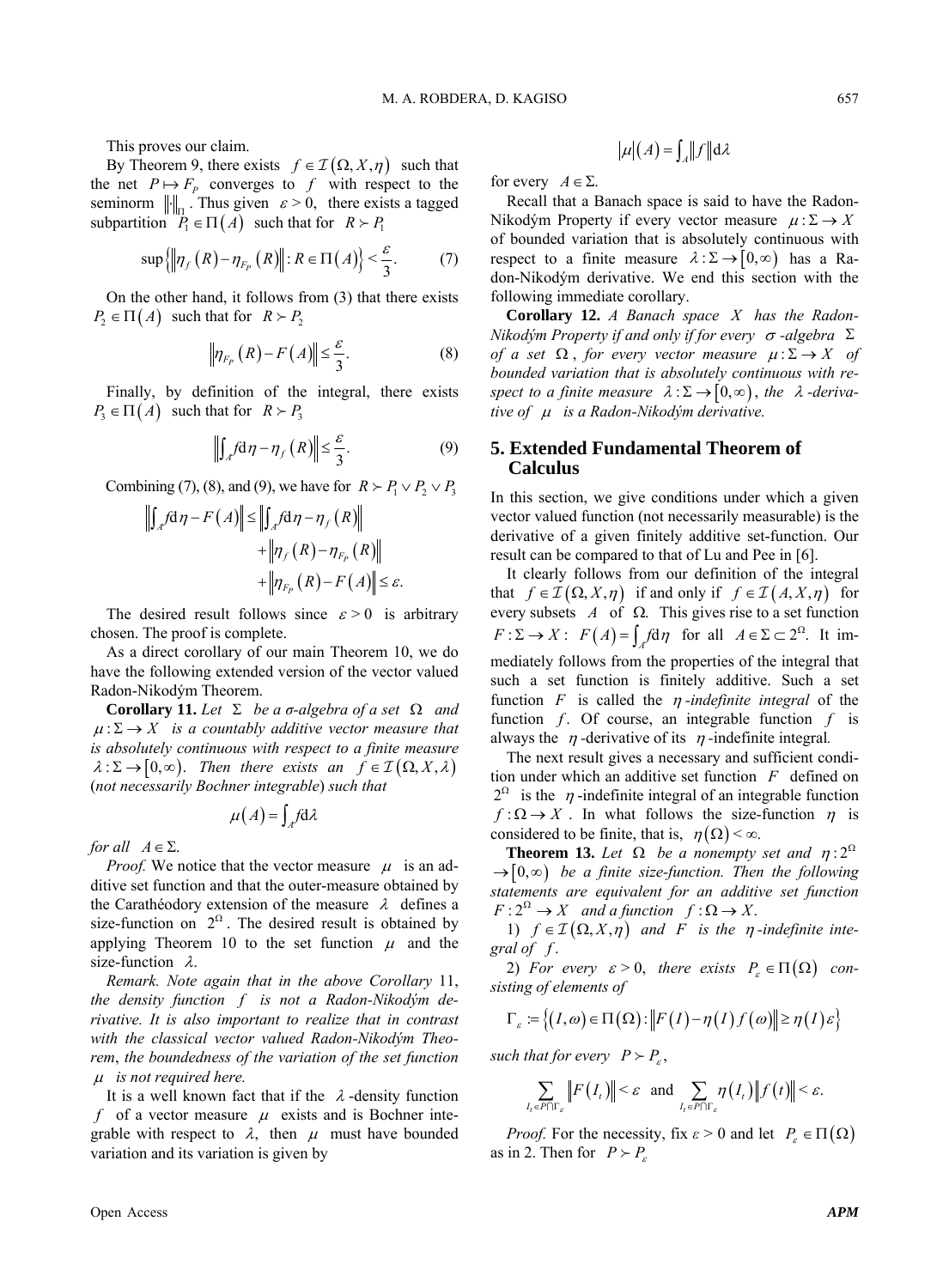This proves our claim.

By Theorem 9, there exists $f \in \mathcal{I}(\Omega, X, \eta)$ such that the net $P \mapsto F_P$ converges to $f$ with respect to the seminorm $\|\cdot\|_\Pi$. Thus given $\varepsilon > 0$, there exists a tagged subpartition $P_1 \in \Pi(A)$ such that for $R \succ P_1$

$$\sup\left\{\left\|\eta_f(R) - \eta_{F_P}(R)\right\| : R \in \Pi(A)\right\} < \frac{\varepsilon}{3}. \tag{7}$$

On the other hand, it follows from (3) that there exists $P_2 \in \Pi(A)$ such that for $R \succ P_2$

$$\left\|\eta_{F_P}(R) - F(A)\right\| \leq \frac{\varepsilon}{3}. \tag{8}$$

Finally, by definition of the integral, there exists $P_3 \in \Pi(A)$ such that for $R \succ P_3$

$$\left\|\int_A f \mathrm{d}\eta - \eta_f(R)\right\| \leq \frac{\varepsilon}{3}. \tag{9}$$

Combining (7), (8), and (9), we have for $R \succ P_1 \vee P_2 \vee P_3$

$$\begin{aligned}\left\|\int_A f \mathrm{d}\eta - F(A)\right\| &\leq \left\|\int_A f \mathrm{d}\eta - \eta_f(R)\right\| \\ &\quad + \left\|\eta_f(R) - \eta_{F_P}(R)\right\| \\ &\quad + \left\|\eta_{F_P}(R) - F(A)\right\| \leq \varepsilon.\end{aligned}$$

The desired result follows since $\varepsilon > 0$ is arbitrary chosen. The proof is complete.

As a direct corollary of our main Theorem 10, we do have the following extended version of the vector valued Radon-Nikodým Theorem.

**Corollary 11.** *Let* $\Sigma$ *be a σ-algebra of a set* $\Omega$ *and* $\mu : \Sigma \to X$ *is a countably additive vector measure that is absolutely continuous with respect to a finite measure* $\lambda : \Sigma \to [0, \infty)$. *Then there exists an* $f \in \mathcal{I}(\Omega, X, \lambda)$ *(not necessarily Bochner integrable) such that*

$$\mu(A) = \int_A f \mathrm{d}\lambda$$

*for all* $A \in \Sigma$.

*Proof.* We notice that the vector measure $\mu$ is an additive set function and that the outer-measure obtained by the Carathéodory extension of the measure $\lambda$ defines a size-function on $2^\Omega$. The desired result is obtained by applying Theorem 10 to the set function $\mu$ and the size-function $\lambda$.

*Remark. Note again that in the above Corollary* 11, *the density function* $f$ *is not a Radon-Nikodým derivative. It is also important to realize that in contrast with the classical vector valued Radon-Nikodým Theorem*, *the boundedness of the variation of the set function* $\mu$ *is not required here.*

It is a well known fact that if the $\lambda$-density function $f$ of a vector measure $\mu$ exists and is Bochner integrable with respect to $\lambda$, then $\mu$ must have bounded variation and its variation is given by

$$|\mu|(A) = \int_A \|f\| \mathrm{d}\lambda$$

for every $A \in \Sigma$.

Recall that a Banach space is said to have the Radon-Nikodým Property if every vector measure $\mu : \Sigma \to X$ of bounded variation that is absolutely continuous with respect to a finite measure $\lambda : \Sigma \to [0, \infty)$ has a Radon-Nikodým derivative. We end this section with the following immediate corollary.

**Corollary 12.** *A Banach space* $X$ *has the Radon-Nikodým Property if and only if for every* $\sigma$*-algebra* $\Sigma$ *of a set* $\Omega$, *for every vector measure* $\mu : \Sigma \to X$ *of bounded variation that is absolutely continuous with respect to a finite measure* $\lambda : \Sigma \to [0, \infty)$, *the* $\lambda$*-derivative of* $\mu$ *is a Radon-Nikodým derivative.*

## 5. Extended Fundamental Theorem of Calculus

In this section, we give conditions under which a given vector valued function (not necessarily measurable) is the derivative of a given finitely additive set-function. Our result can be compared to that of Lu and Pee in [6].

It clearly follows from our definition of the integral that $f \in \mathcal{I}(\Omega, X, \eta)$ if and only if $f \in \mathcal{I}(A, X, \eta)$ for every subsets $A$ of $\Omega$. This gives rise to a set function $F : \Sigma \to X$: $F(A) = \int_A f \mathrm{d}\eta$ for all $A \in \Sigma \subset 2^\Omega$. It immediately follows from the properties of the integral that such a set function is finitely additive. Such a set function $F$ is called the $\eta$*-indefinite integral* of the function $f$. Of course, an integrable function $f$ is always the $\eta$-derivative of its $\eta$-indefinite integral.

The next result gives a necessary and sufficient condition under which an additive set function $F$ defined on $2^\Omega$ is the $\eta$-indefinite integral of an integrable function $f : \Omega \to X$. In what follows the size-function $\eta$ is considered to be finite, that is, $\eta(\Omega) < \infty$.

**Theorem 13.** *Let* $\Omega$ *be a nonempty set and* $\eta : 2^\Omega \to [0, \infty)$ *be a finite size-function. Then the following statements are equivalent for an additive set function* $F : 2^\Omega \to X$ *and a function* $f : \Omega \to X$.

1) $f \in \mathcal{I}(\Omega, X, \eta)$ *and* $F$ *is the* $\eta$*-indefinite integral of* $f$.

2) *For every* $\varepsilon > 0$, *there exists* $P_\varepsilon \in \Pi(\Omega)$ *consisting of elements of*

$$\Gamma_\varepsilon := \left\{(I, \omega) \in \Pi(\Omega) : \left\|F(I) - \eta(I) f(\omega)\right\| \geq \eta(I) \varepsilon\right\}$$

*such that for every* $P \succ P_\varepsilon$,

$$\sum_{I_t \in P \cap \Gamma_\varepsilon} \left\|F(I_t)\right\| < \varepsilon \text{ and } \sum_{I_t \in P \cap \Gamma_\varepsilon} \eta(I_t) \left\|f(t)\right\| < \varepsilon.$$

*Proof.* For the necessity, fix $\varepsilon > 0$ and let $P_\varepsilon \in \Pi(\Omega)$ as in 2. Then for $P \succ P_\varepsilon$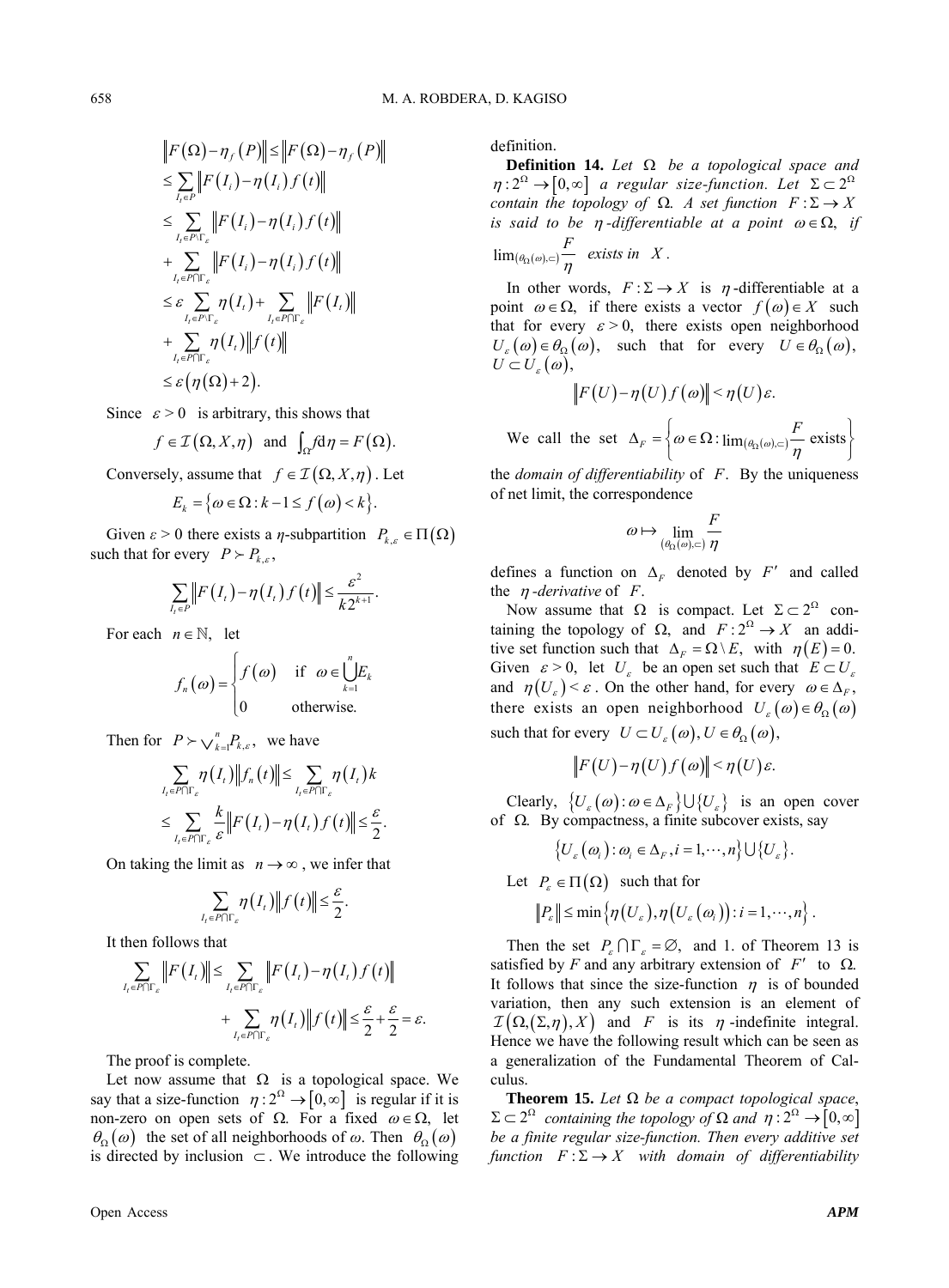$$
\begin{aligned}
\left\|F(\Omega)-\eta_f(P)\right\| &\le \left\|F(\Omega)-\eta_f(P)\right\| \\
&\le \sum_{I_t\in P}\left\|F(I_i)-\eta(I_i)f(t)\right\| \\
&\le \sum_{I_t\in P\setminus\Gamma_\varepsilon}\left\|F(I_i)-\eta(I_i)f(t)\right\| \\
&\quad+\sum_{I_t\in P\cap\Gamma_\varepsilon}\left\|F(I_i)-\eta(I_i)f(t)\right\| \\
&\le \varepsilon\sum_{I_t\in P\setminus\Gamma_\varepsilon}\eta(I_t)+\sum_{I_t\in P\cap\Gamma_\varepsilon}\left\|F(I_t)\right\| \\
&\quad+\sum_{I_t\in P\cap\Gamma_\varepsilon}\eta(I_t)\left\|f(t)\right\| \\
&\le \varepsilon\left(\eta(\Omega)+2\right).
\end{aligned}
$$

Since $\varepsilon > 0$ is arbitrary, this shows that

$$f\in\mathcal{I}(\Omega,X,\eta) \text{ and } \int_\Omega f\mathrm{d}\eta = F(\Omega).$$

Conversely, assume that $f\in\mathcal{I}(\Omega,X,\eta)$. Let

$$E_k=\{\omega\in\Omega : k-1\le f(\omega)<k\}.$$

Given $\varepsilon > 0$ there exists a $\eta$-subpartition $P_{k,\varepsilon}\in\Pi(\Omega)$ such that for every $P\succ P_{k,\varepsilon}$,

$$\sum_{I_t\in P}\left\|F(I_t)-\eta(I_t)f(t)\right\|\le\frac{\varepsilon^2}{k2^{k+1}}.$$

For each $n\in\mathbb{N}$, let

$$f_n(\omega)=\begin{cases} f(\omega) & \text{if } \omega\in\bigcup_{k=1}^n E_k \\ 0 & \text{otherwise.}\end{cases}$$

Then for $P\succ\bigvee_{k=1}^n P_{k,\varepsilon}$, we have

$$
\begin{aligned}
\sum_{I_t\in P\cap\Gamma_\varepsilon}\eta(I_t)\left\|f_n(t)\right\| &\le \sum_{I_t\in P\cap\Gamma_\varepsilon}\eta(I_t)k \\
&\le \sum_{I_t\in P\cap\Gamma_\varepsilon}\frac{k}{\varepsilon}\left\|F(I_t)-\eta(I_t)f(t)\right\|\le\frac{\varepsilon}{2}.
\end{aligned}
$$

On taking the limit as $n\to\infty$, we infer that

$$\sum_{I_t\in P\cap\Gamma_\varepsilon}\eta(I_t)\left\|f(t)\right\|\le\frac{\varepsilon}{2}.$$

It then follows that

$$
\begin{aligned}
\sum_{I_t\in P\cap\Gamma_\varepsilon}\left\|F(I_t)\right\| &\le \sum_{I_t\in P\cap\Gamma_\varepsilon}\left\|F(I_t)-\eta(I_t)f(t)\right\| \\
&\quad+\sum_{I_t\in P\cap\Gamma_\varepsilon}\eta(I_t)\left\|f(t)\right\|\le\frac{\varepsilon}{2}+\frac{\varepsilon}{2}=\varepsilon.
\end{aligned}
$$

The proof is complete.

Let now assume that $\Omega$ is a topological space. We say that a size-function $\eta:2^\Omega\to[0,\infty]$ is regular if it is non-zero on open sets of $\Omega$. For a fixed $\omega\in\Omega$, let $\theta_\Omega(\omega)$ the set of all neighborhoods of $\omega$. Then $\theta_\Omega(\omega)$ is directed by inclusion $\subset$. We introduce the following definition.

**Definition 14.** *Let $\Omega$ be a topological space and $\eta:2^\Omega\to[0,\infty]$ a regular size-function. Let $\Sigma\subset2^\Omega$ contain the topology of $\Omega$. A set function $F:\Sigma\to X$ is said to be $\eta$-differentiable at a point $\omega\in\Omega$, if $\lim_{(\theta_\Omega(\omega),\subset)}\frac{F}{\eta}$ exists in $X$.*

In other words, $F:\Sigma\to X$ is $\eta$-differentiable at a point $\omega\in\Omega$, if there exists a vector $f(\omega)\in X$ such that for every $\varepsilon>0$, there exists open neighborhood $U_\varepsilon(\omega)\in\theta_\Omega(\omega)$, such that for every $U\in\theta_\Omega(\omega)$, $U\subset U_\varepsilon(\omega)$,

$$\left\|F(U)-\eta(U)f(\omega)\right\|<\eta(U)\varepsilon.$$

We call the set $\Delta_F=\left\{\omega\in\Omega:\lim_{(\theta_\Omega(\omega),\subset)}\frac{F}{\eta}\text{ exists}\right\}$ the *domain of differentiability* of $F$. By the uniqueness of net limit, the correspondence

$$\omega\mapsto\lim_{(\theta_\Omega(\omega),\subset)}\frac{F}{\eta}$$

defines a function on $\Delta_F$ denoted by $F'$ and called the $\eta$*-derivative* of $F$.

Now assume that $\Omega$ is compact. Let $\Sigma\subset2^\Omega$ containing the topology of $\Omega$, and $F:2^\Omega\to X$ an additive set function such that $\Delta_F=\Omega\setminus E$, with $\eta(E)=0$. Given $\varepsilon>0$, let $U_\varepsilon$ be an open set such that $E\subset U_\varepsilon$ and $\eta(U_\varepsilon)<\varepsilon$. On the other hand, for every $\omega\in\Delta_F$, there exists an open neighborhood $U_\varepsilon(\omega)\in\theta_\Omega(\omega)$ such that for every $U\subset U_\varepsilon(\omega), U\in\theta_\Omega(\omega)$,

$$\left\|F(U)-\eta(U)f(\omega)\right\|<\eta(U)\varepsilon.$$

Clearly, $\{U_\varepsilon(\omega):\omega\in\Delta_F\}\cup\{U_\varepsilon\}$ is an open cover of $\Omega$. By compactness, a finite subcover exists, say

$$\{U_\varepsilon(\omega_i):\omega_i\in\Delta_F, i=1,\cdots,n\}\cup\{U_\varepsilon\}.$$

Let $P_\varepsilon\in\Pi(\Omega)$ such that for

$$\left\|P_\varepsilon\right\|\le\min\{\eta(U_\varepsilon),\eta(U_\varepsilon(\omega_i)):i=1,\cdots,n\}.$$

Then the set $P_\varepsilon\cap\Gamma_\varepsilon=\varnothing$, and 1. of Theorem 13 is satisfied by $F$ and any arbitrary extension of $F'$ to $\Omega$. It follows that since the size-function $\eta$ is of bounded variation, then any such extension is an element of $\mathcal{I}(\Omega,(\Sigma,\eta),X)$ and $F$ is its $\eta$-indefinite integral. Hence we have the following result which can be seen as a generalization of the Fundamental Theorem of Calculus.

**Theorem 15.** *Let $\Omega$ be a compact topological space, $\Sigma\subset2^\Omega$ containing the topology of $\Omega$ and $\eta:2^\Omega\to[0,\infty]$ be a finite regular size-function. Then every additive set function $F:\Sigma\to X$ with domain of differentiability*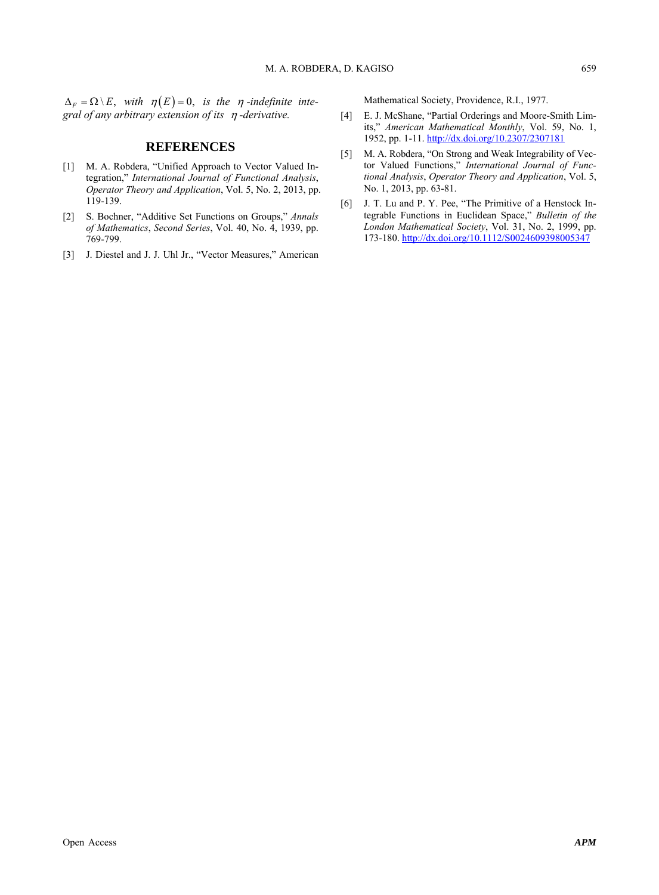$\Delta_F = \Omega \setminus E$, *with* $\eta(E) = 0$, *is the* $\eta$*-indefinite integral of any arbitrary extension of its* $\eta$*-derivative.*

## REFERENCES

[1] M. A. Robdera, "Unified Approach to Vector Valued Integration," *International Journal of Functional Analysis*, *Operator Theory and Application*, Vol. 5, No. 2, 2013, pp. 119-139.

[2] S. Bochner, "Additive Set Functions on Groups," *Annals of Mathematics*, *Second Series*, Vol. 40, No. 4, 1939, pp. 769-799.

[3] J. Diestel and J. J. Uhl Jr., "Vector Measures," American Mathematical Society, Providence, R.I., 1977.

[4] E. J. McShane, "Partial Orderings and Moore-Smith Limits," *American Mathematical Monthly*, Vol. 59, No. 1, 1952, pp. 1-11. http://dx.doi.org/10.2307/2307181

[5] M. A. Robdera, "On Strong and Weak Integrability of Vector Valued Functions," *International Journal of Functional Analysis*, *Operator Theory and Application*, Vol. 5, No. 1, 2013, pp. 63-81.

[6] J. T. Lu and P. Y. Pee, "The Primitive of a Henstock Integrable Functions in Euclidean Space," *Bulletin of the London Mathematical Society*, Vol. 31, No. 2, 1999, pp. 173-180. http://dx.doi.org/10.1112/S0024609398005347